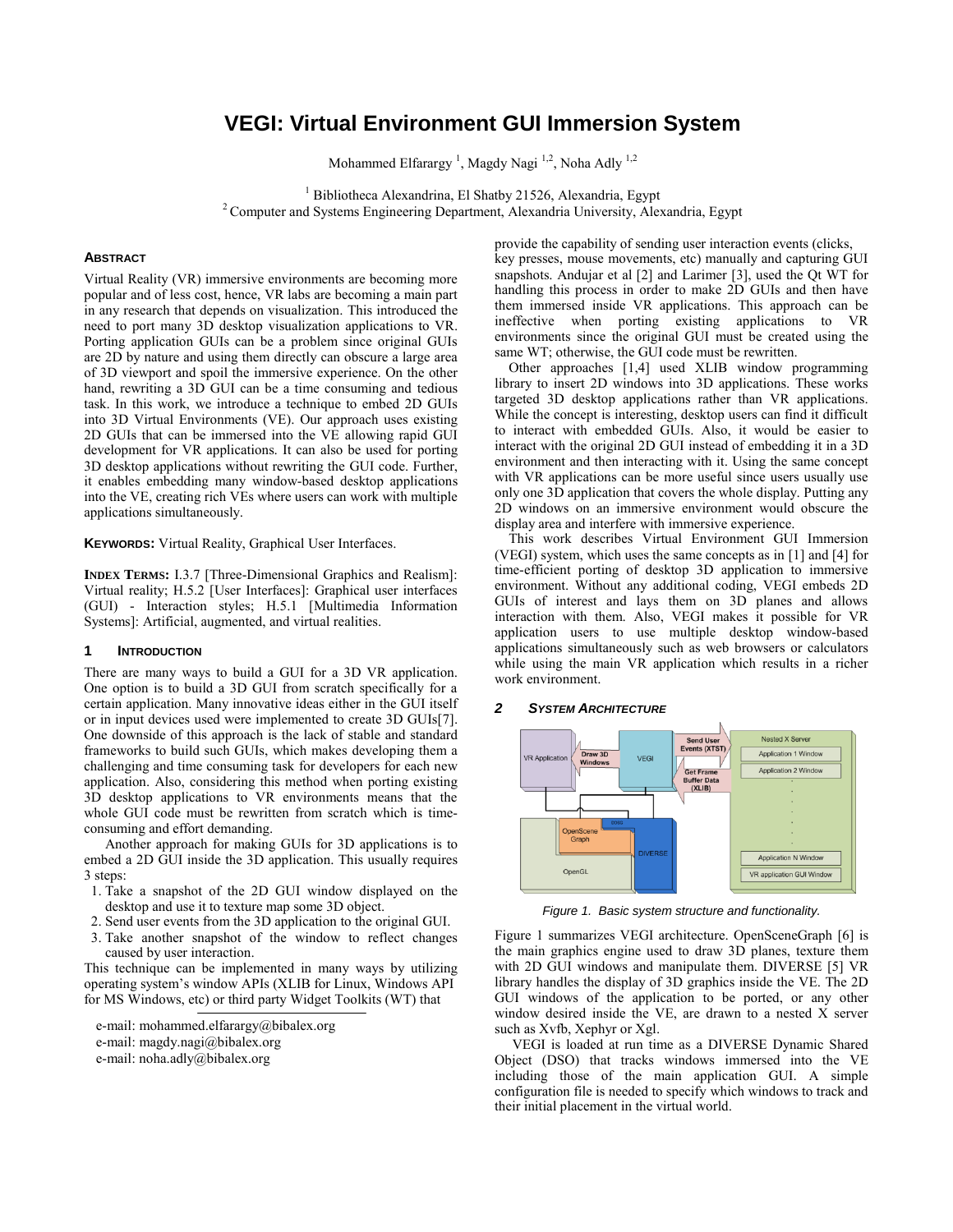# VEGI: Virtual Environment GUI Immersion System

Mohammed Elfarargy [1], Magdy Nagi [1,2], Noha Adly [1,2]

[1] Bibliotheca Alexandrina, El Shatby 21526, Alexandria, Egypt
[2] Computer and Systems Engineering Department, Alexandria University, Alexandria, Egypt

### Abstract

Virtual Reality (VR) immersive environments are becoming more popular and of less cost, hence, VR labs are becoming a main part in any research that depends on visualization. This introduced the need to port many 3D desktop visualization applications to VR. Porting application GUIs can be a problem since original GUIs are 2D by nature and using them directly can obscure a large area of 3D viewport and spoil the immersive experience. On the other hand, rewriting a 3D GUI can be a time consuming and tedious task. In this work, we introduce a technique to embed 2D GUIs into 3D Virtual Environments (VE). Our approach uses existing 2D GUIs that can be immersed into the VE allowing rapid GUI development for VR applications. It can also be used for porting 3D desktop applications without rewriting the GUI code. Further, it enables embedding many window-based desktop applications into the VE, creating rich VEs where users can work with multiple applications simultaneously.

**Keywords:** Virtual Reality, Graphical User Interfaces.

**Index Terms:** I.3.7 [Three-Dimensional Graphics and Realism]: Virtual reality; H.5.2 [User Interfaces]: Graphical user interfaces (GUI) - Interaction styles; H.5.1 [Multimedia Information Systems]: Artificial, augmented, and virtual realities.

## 1 Introduction

There are many ways to build a GUI for a 3D VR application. One option is to build a 3D GUI from scratch specifically for a certain application. Many innovative ideas either in the GUI itself or in input devices used were implemented to create 3D GUIs[7]. One downside of this approach is the lack of stable and standard frameworks to build such GUIs, which makes developing them a challenging and time consuming task for developers for each new application. Also, considering this method when porting existing 3D desktop applications to VR environments means that the whole GUI code must be rewritten from scratch which is time-consuming and effort demanding.

Another approach for making GUIs for 3D applications is to embed a 2D GUI inside the 3D application. This usually requires 3 steps:

1. Take a snapshot of the 2D GUI window displayed on the desktop and use it to texture map some 3D object.
2. Send user events from the 3D application to the original GUI.
3. Take another snapshot of the window to reflect changes caused by user interaction.

This technique can be implemented in many ways by utilizing operating system's window APIs (XLIB for Linux, Windows API for MS Windows, etc) or third party Widget Toolkits (WT) that provide the capability of sending user interaction events (clicks, key presses, mouse movements, etc) manually and capturing GUI snapshots. Andujar et al [2] and Larimer [3], used the Qt WT for handling this process in order to make 2D GUIs and then have them immersed inside VR applications. This approach can be ineffective when porting existing applications to VR environments since the original GUI must be created using the same WT; otherwise, the GUI code must be rewritten.

Other approaches [1,4] used XLIB window programming library to insert 2D windows into 3D applications. These works targeted 3D desktop applications rather than VR applications. While the concept is interesting, desktop users can find it difficult to interact with embedded GUIs. Also, it would be easier to interact with the original 2D GUI instead of embedding it in a 3D environment and then interacting with it. Using the same concept with VR applications can be more useful since users usually use only one 3D application that covers the whole display. Putting any 2D windows on an immersive environment would obscure the display area and interfere with immersive experience.

This work describes Virtual Environment GUI Immersion (VEGI) system, which uses the same concepts as in [1] and [4] for time-efficient porting of desktop 3D application to immersive environment. Without any additional coding, VEGI embeds 2D GUIs of interest and lays them on 3D planes and allows interaction with them. Also, VEGI makes it possible for VR application users to use multiple desktop window-based applications simultaneously such as web browsers or calculators while using the main VR application which results in a richer work environment.

## 2 System Architecture

*Figure 1. Basic system structure and functionality.*

Figure 1 summarizes VEGI architecture. OpenSceneGraph [6] is the main graphics engine used to draw 3D planes, texture them with 2D GUI windows and manipulate them. DIVERSE [5] VR library handles the display of 3D graphics inside the VE. The 2D GUI windows of the application to be ported, or any other window desired inside the VE, are drawn to a nested X server such as Xvfb, Xephyr or Xgl.

VEGI is loaded at run time as a DIVERSE Dynamic Shared Object (DSO) that tracks windows immersed into the VE including those of the main application GUI. A simple configuration file is needed to specify which windows to track and their initial placement in the virtual world.

e-mail: mohammed.elfarargy@bibalex.org
e-mail: magdy.nagi@bibalex.org
e-mail: noha.adly@bibalex.org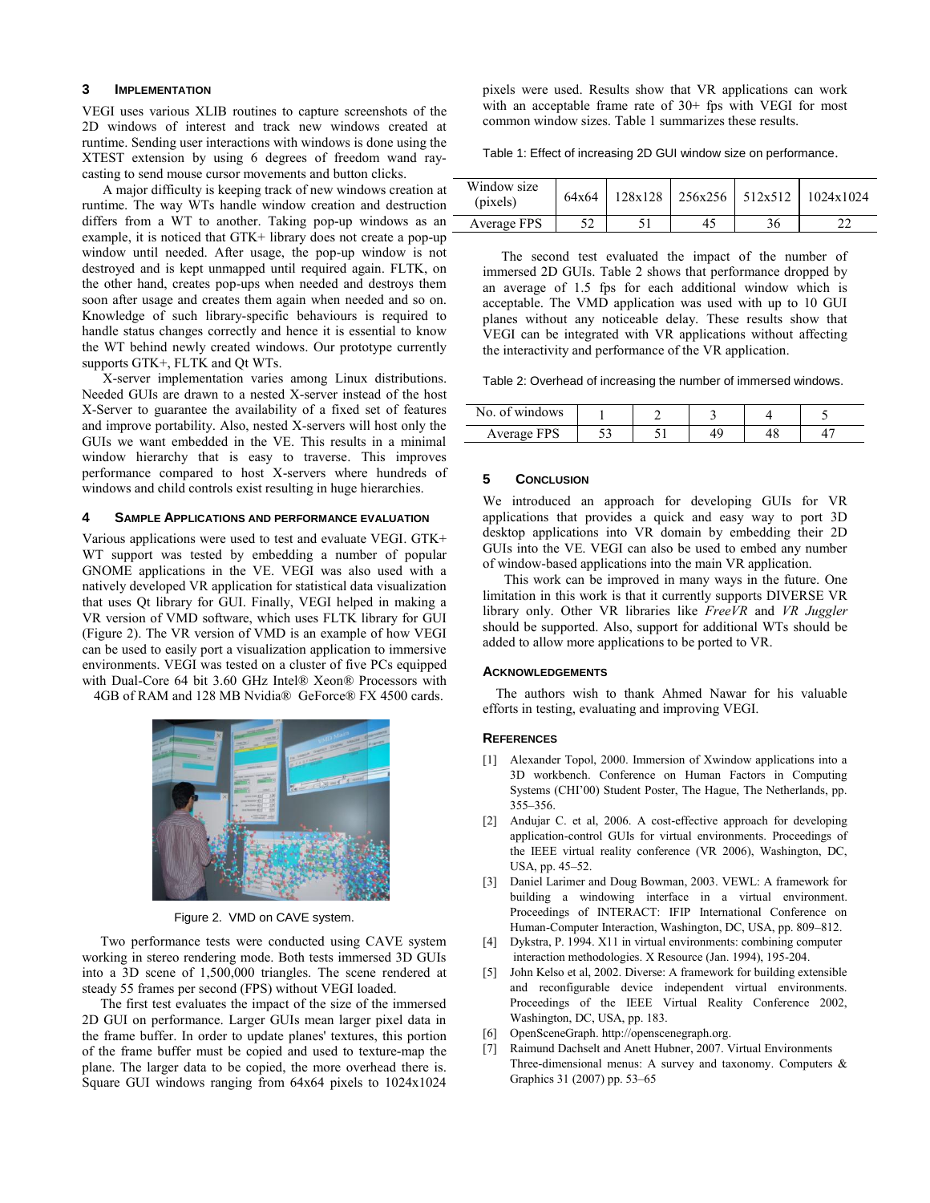## 3 IMPLEMENTATION

VEGI uses various XLIB routines to capture screenshots of the 2D windows of interest and track new windows created at runtime. Sending user interactions with windows is done using the XTEST extension by using 6 degrees of freedom wand ray-casting to send mouse cursor movements and button clicks.

A major difficulty is keeping track of new windows creation at runtime. The way WTs handle window creation and destruction differs from a WT to another. Taking pop-up windows as an example, it is noticed that GTK+ library does not create a pop-up window until needed. After usage, the pop-up window is not destroyed and is kept unmapped until required again. FLTK, on the other hand, creates pop-ups when needed and destroys them soon after usage and creates them again when needed and so on. Knowledge of such library-specific behaviours is required to handle status changes correctly and hence it is essential to know the WT behind newly created windows. Our prototype currently supports GTK+, FLTK and Qt WTs.

X-server implementation varies among Linux distributions. Needed GUIs are drawn to a nested X-server instead of the host X-Server to guarantee the availability of a fixed set of features and improve portability. Also, nested X-servers will host only the GUIs we want embedded in the VE. This results in a minimal window hierarchy that is easy to traverse. This improves performance compared to host X-servers where hundreds of windows and child controls exist resulting in huge hierarchies.

## 4 SAMPLE APPLICATIONS AND PERFORMANCE EVALUATION

Various applications were used to test and evaluate VEGI. GTK+ WT support was tested by embedding a number of popular GNOME applications in the VE. VEGI was also used with a natively developed VR application for statistical data visualization that uses Qt library for GUI. Finally, VEGI helped in making a VR version of VMD software, which uses FLTK library for GUI (Figure 2). The VR version of VMD is an example of how VEGI can be used to easily port a visualization application to immersive environments. VEGI was tested on a cluster of five PCs equipped with Dual-Core 64 bit 3.60 GHz Intel® Xeon® Processors with 4GB of RAM and 128 MB Nvidia® GeForce® FX 4500 cards.

Figure 2. VMD on CAVE system.

Two performance tests were conducted using CAVE system working in stereo rendering mode. Both tests immersed 3D GUIs into a 3D scene of 1,500,000 triangles. The scene rendered at steady 55 frames per second (FPS) without VEGI loaded.

The first test evaluates the impact of the size of the immersed 2D GUI on performance. Larger GUIs mean larger pixel data in the frame buffer. In order to update planes' textures, this portion of the frame buffer must be copied and used to texture-map the plane. The larger data to be copied, the more overhead there is. Square GUI windows ranging from 64x64 pixels to 1024x1024 pixels were used. Results show that VR applications can work with an acceptable frame rate of 30+ fps with VEGI for most common window sizes. Table 1 summarizes these results.

Table 1: Effect of increasing 2D GUI window size on performance.

| Window size (pixels) | 64x64 | 128x128 | 256x256 | 512x512 | 1024x1024 |
|---|---|---|---|---|---|
| Average FPS | 52 | 51 | 45 | 36 | 22 |

The second test evaluated the impact of the number of immersed 2D GUIs. Table 2 shows that performance dropped by an average of 1.5 fps for each additional window which is acceptable. The VMD application was used with up to 10 GUI planes without any noticeable delay. These results show that VEGI can be integrated with VR applications without affecting the interactivity and performance of the VR application.

Table 2: Overhead of increasing the number of immersed windows.

| No. of windows | 1 | 2 | 3 | 4 | 5 |
|---|---|---|---|---|---|
| Average FPS | 53 | 51 | 49 | 48 | 47 |

## 5 CONCLUSION

We introduced an approach for developing GUIs for VR applications that provides a quick and easy way to port 3D desktop applications into VR domain by embedding their 2D GUIs into the VE. VEGI can also be used to embed any number of window-based applications into the main VR application.

This work can be improved in many ways in the future. One limitation in this work is that it currently supports DIVERSE VR library only. Other VR libraries like *FreeVR* and *VR Juggler* should be supported. Also, support for additional WTs should be added to allow more applications to be ported to VR.

## ACKNOWLEDGEMENTS

The authors wish to thank Ahmed Nawar for his valuable efforts in testing, evaluating and improving VEGI.

## REFERENCES

[1] Alexander Topol, 2000. Immersion of Xwindow applications into a 3D workbench. Conference on Human Factors in Computing Systems (CHI'00) Student Poster, The Hague, The Netherlands, pp. 355–356.

[2] Andujar C. et al, 2006. A cost-effective approach for developing application-control GUIs for virtual environments. Proceedings of the IEEE virtual reality conference (VR 2006), Washington, DC, USA, pp. 45–52.

[3] Daniel Larimer and Doug Bowman, 2003. VEWL: A framework for building a windowing interface in a virtual environment. Proceedings of INTERACT: IFIP International Conference on Human-Computer Interaction, Washington, DC, USA, pp. 809–812.

[4] Dykstra, P. 1994. X11 in virtual environments: combining computer interaction methodologies. X Resource (Jan. 1994), 195-204.

[5] John Kelso et al, 2002. Diverse: A framework for building extensible and reconfigurable device independent virtual environments. Proceedings of the IEEE Virtual Reality Conference 2002, Washington, DC, USA, pp. 183.

[6] OpenSceneGraph. http://openscenegraph.org.

[7] Raimund Dachselt and Anett Hubner, 2007. Virtual Environments Three-dimensional menus: A survey and taxonomy. Computers & Graphics 31 (2007) pp. 53–65